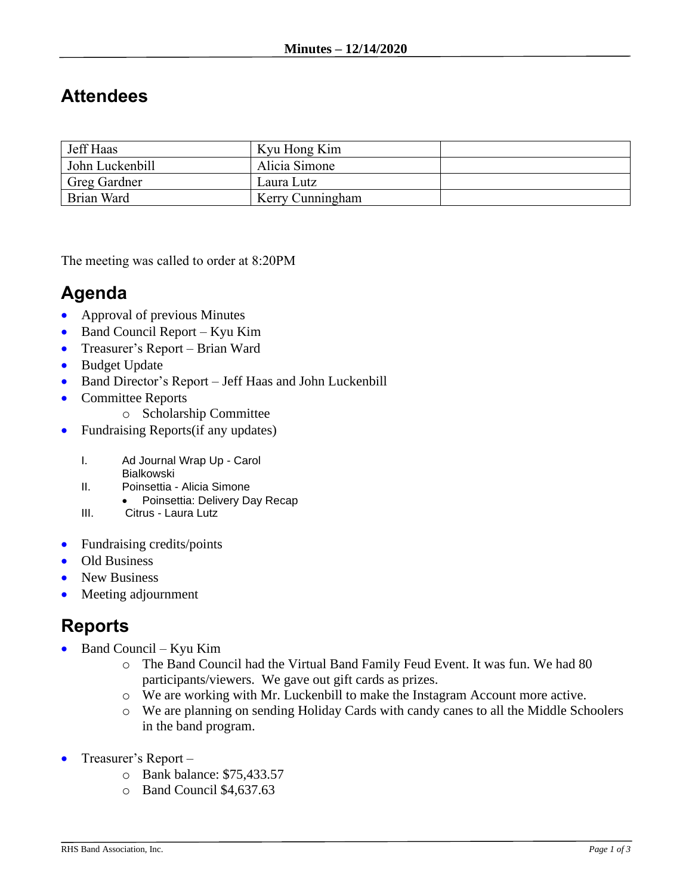**Minutes – 12/14/2020**

## Attendees

| | | |
|---|---|---|
| Jeff Haas | Kyu Hong Kim | |
| John Luckenbill | Alicia Simone | |
| Greg Gardner | Laura Lutz | |
| Brian Ward | Kerry Cunningham | |

The meeting was called to order at 8:20PM

## Agenda

- Approval of previous Minutes
- Band Council Report – Kyu Kim
- Treasurer's Report – Brian Ward
- Budget Update
- Band Director's Report – Jeff Haas and John Luckenbill
- Committee Reports
  - Scholarship Committee
- Fundraising Reports(if any updates)

  I. Ad Journal Wrap Up - Carol Bialkowski
  
  II. Poinsettia - Alicia Simone
  - Poinsettia: Delivery Day Recap
  
  III. Citrus - Laura Lutz

- Fundraising credits/points
- Old Business
- New Business
- Meeting adjournment

## Reports

- Band Council – Kyu Kim
  - The Band Council had the Virtual Band Family Feud Event. It was fun. We had 80 participants/viewers. We gave out gift cards as prizes.
  - We are working with Mr. Luckenbill to make the Instagram Account more active.
  - We are planning on sending Holiday Cards with candy canes to all the Middle Schoolers in the band program.

- Treasurer's Report –
  - Bank balance: $75,433.57
  - Band Council $4,637.63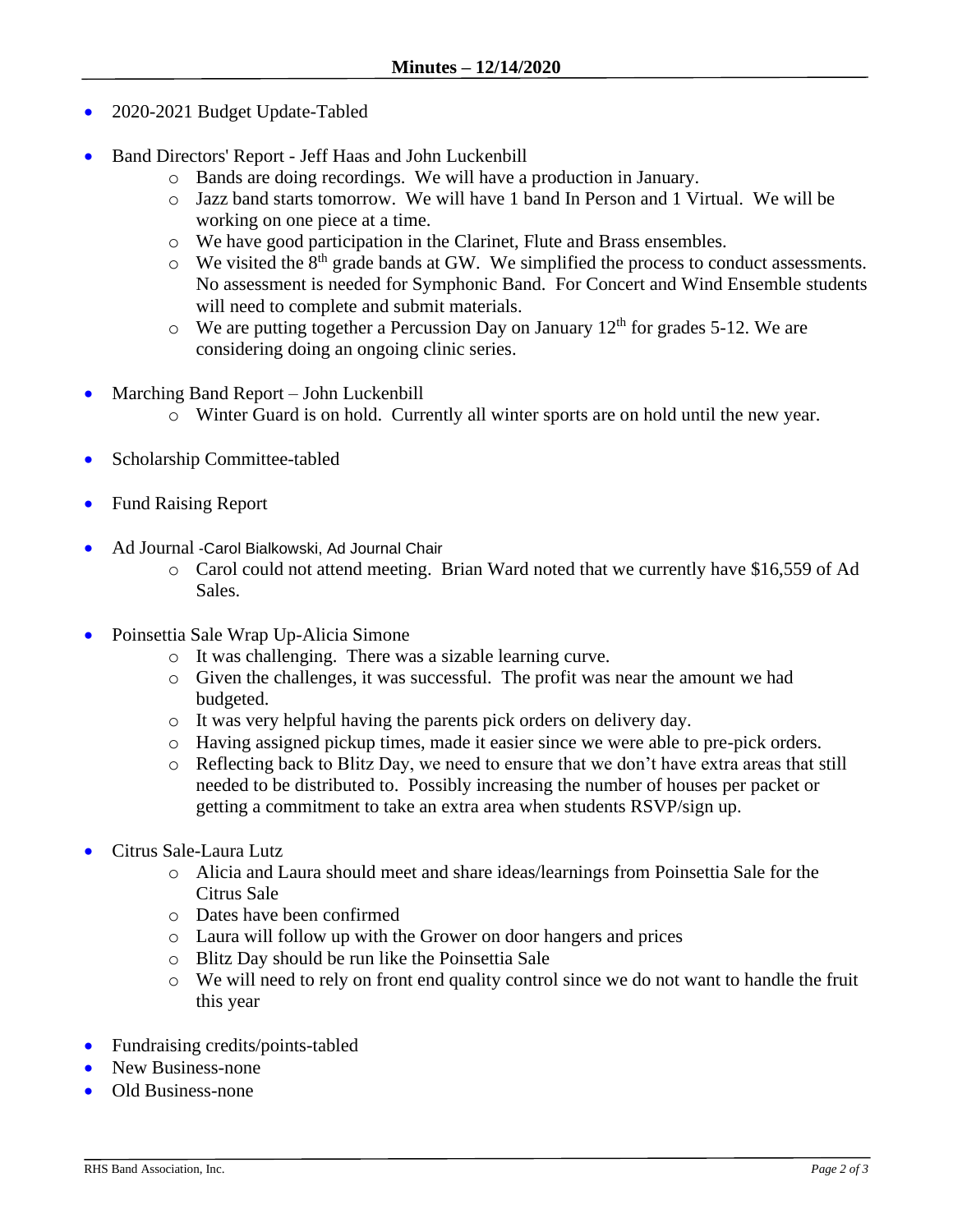**Minutes – 12/14/2020**

- 2020-2021 Budget Update-Tabled
- Band Directors' Report - Jeff Haas and John Luckenbill
  - Bands are doing recordings. We will have a production in January.
  - Jazz band starts tomorrow. We will have 1 band In Person and 1 Virtual. We will be working on one piece at a time.
  - We have good participation in the Clarinet, Flute and Brass ensembles.
  - We visited the 8th grade bands at GW. We simplified the process to conduct assessments. No assessment is needed for Symphonic Band. For Concert and Wind Ensemble students will need to complete and submit materials.
  - We are putting together a Percussion Day on January 12th for grades 5-12. We are considering doing an ongoing clinic series.
- Marching Band Report – John Luckenbill
  - Winter Guard is on hold. Currently all winter sports are on hold until the new year.
- Scholarship Committee-tabled
- Fund Raising Report
- Ad Journal -Carol Bialkowski, Ad Journal Chair
  - Carol could not attend meeting. Brian Ward noted that we currently have $16,559 of Ad Sales.
- Poinsettia Sale Wrap Up-Alicia Simone
  - It was challenging. There was a sizable learning curve.
  - Given the challenges, it was successful. The profit was near the amount we had budgeted.
  - It was very helpful having the parents pick orders on delivery day.
  - Having assigned pickup times, made it easier since we were able to pre-pick orders.
  - Reflecting back to Blitz Day, we need to ensure that we don't have extra areas that still needed to be distributed to. Possibly increasing the number of houses per packet or getting a commitment to take an extra area when students RSVP/sign up.
- Citrus Sale-Laura Lutz
  - Alicia and Laura should meet and share ideas/learnings from Poinsettia Sale for the Citrus Sale
  - Dates have been confirmed
  - Laura will follow up with the Grower on door hangers and prices
  - Blitz Day should be run like the Poinsettia Sale
  - We will need to rely on front end quality control since we do not want to handle the fruit this year
- Fundraising credits/points-tabled
- New Business-none
- Old Business-none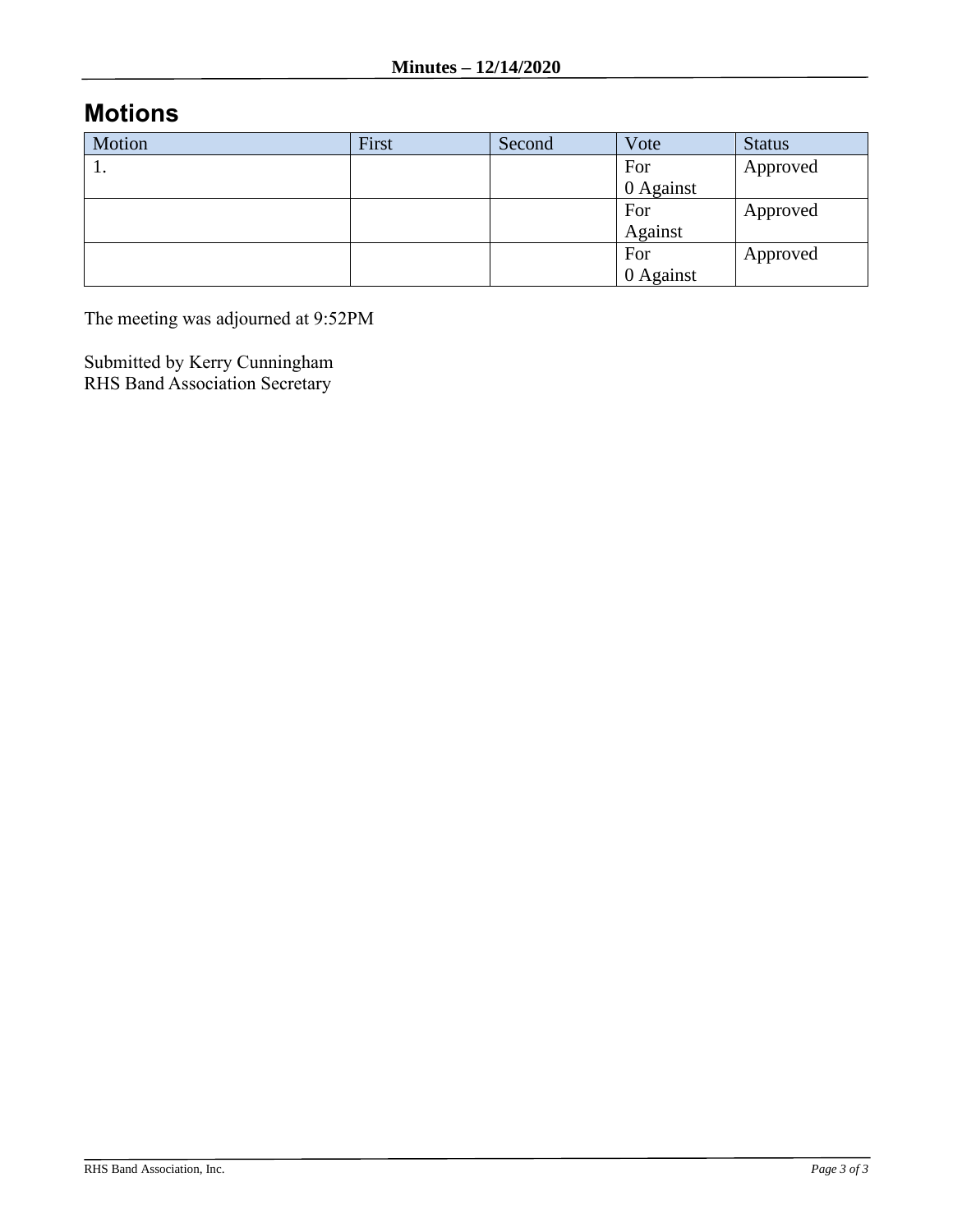## Motions

| Motion | First | Second | Vote | Status |
|---|---|---|---|---|
| 1. | | | For<br>0 Against | Approved |
| | | | For<br>Against | Approved |
| | | | For<br>0 Against | Approved |

The meeting was adjourned at 9:52PM

Submitted by Kerry Cunningham
RHS Band Association Secretary